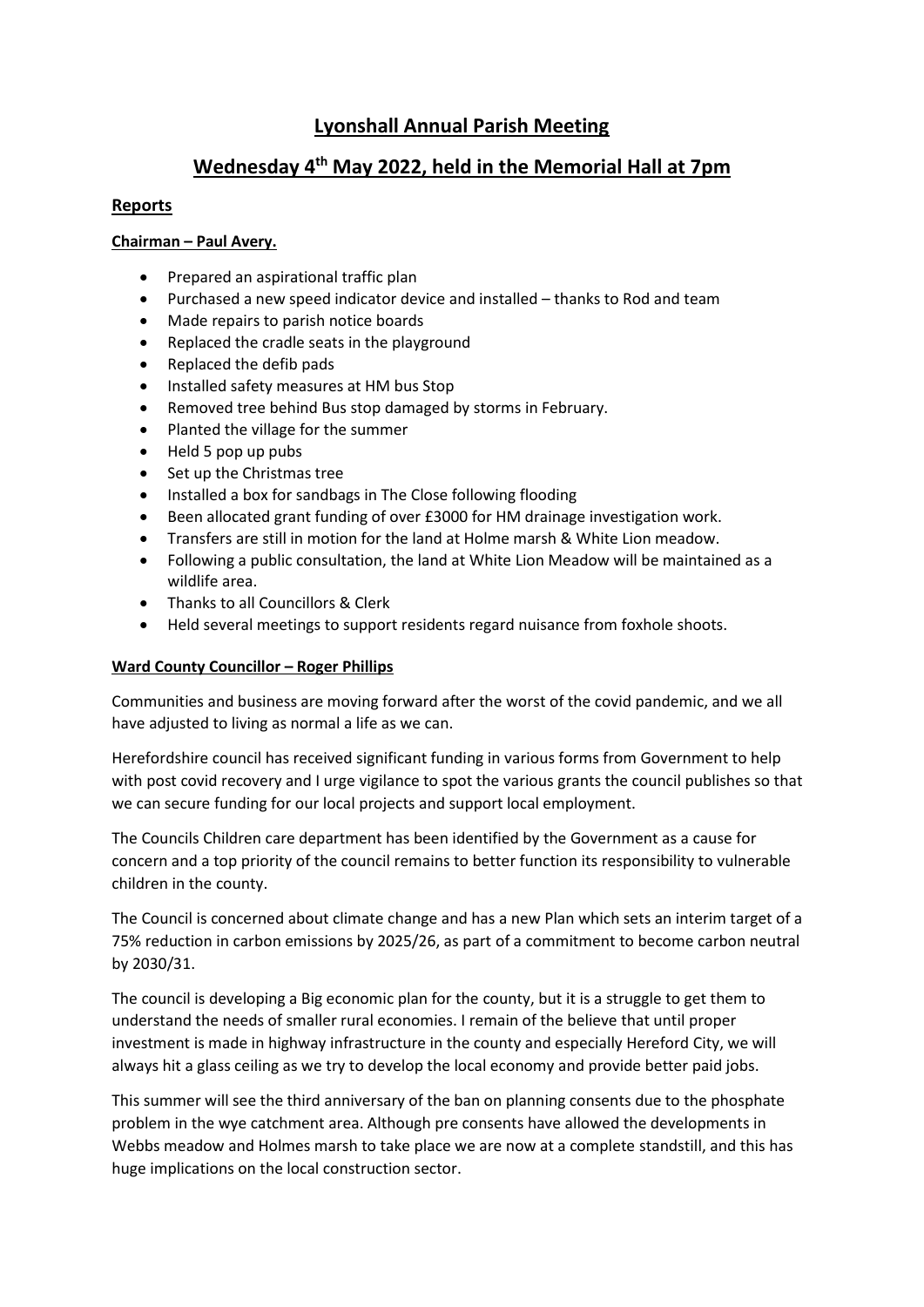# Lyonshall Annual Parish Meeting

# Wednesday 4th May 2022, held in the Memorial Hall at 7pm

## Reports

### Chairman – Paul Avery.

- Prepared an aspirational traffic plan
- Purchased a new speed indicator device and installed – thanks to Rod and team
- Made repairs to parish notice boards
- Replaced the cradle seats in the playground
- Replaced the defib pads
- Installed safety measures at HM bus Stop
- Removed tree behind Bus stop damaged by storms in February.
- Planted the village for the summer
- Held 5 pop up pubs
- Set up the Christmas tree
- Installed a box for sandbags in The Close following flooding
- Been allocated grant funding of over £3000 for HM drainage investigation work.
- Transfers are still in motion for the land at Holme marsh & White Lion meadow.
- Following a public consultation, the land at White Lion Meadow will be maintained as a wildlife area.
- Thanks to all Councillors & Clerk
- Held several meetings to support residents regard nuisance from foxhole shoots.

### Ward County Councillor – Roger Phillips

Communities and business are moving forward after the worst of the covid pandemic, and we all have adjusted to living as normal a life as we can.

Herefordshire council has received significant funding in various forms from Government to help with post covid recovery and I urge vigilance to spot the various grants the council publishes so that we can secure funding for our local projects and support local employment.

The Councils Children care department has been identified by the Government as a cause for concern and a top priority of the council remains to better function its responsibility to vulnerable children in the county.

The Council is concerned about climate change and has a new Plan which sets an interim target of a 75% reduction in carbon emissions by 2025/26, as part of a commitment to become carbon neutral by 2030/31.

The council is developing a Big economic plan for the county, but it is a struggle to get them to understand the needs of smaller rural economies. I remain of the believe that until proper investment is made in highway infrastructure in the county and especially Hereford City, we will always hit a glass ceiling as we try to develop the local economy and provide better paid jobs.

This summer will see the third anniversary of the ban on planning consents due to the phosphate problem in the wye catchment area. Although pre consents have allowed the developments in Webbs meadow and Holmes marsh to take place we are now at a complete standstill, and this has huge implications on the local construction sector.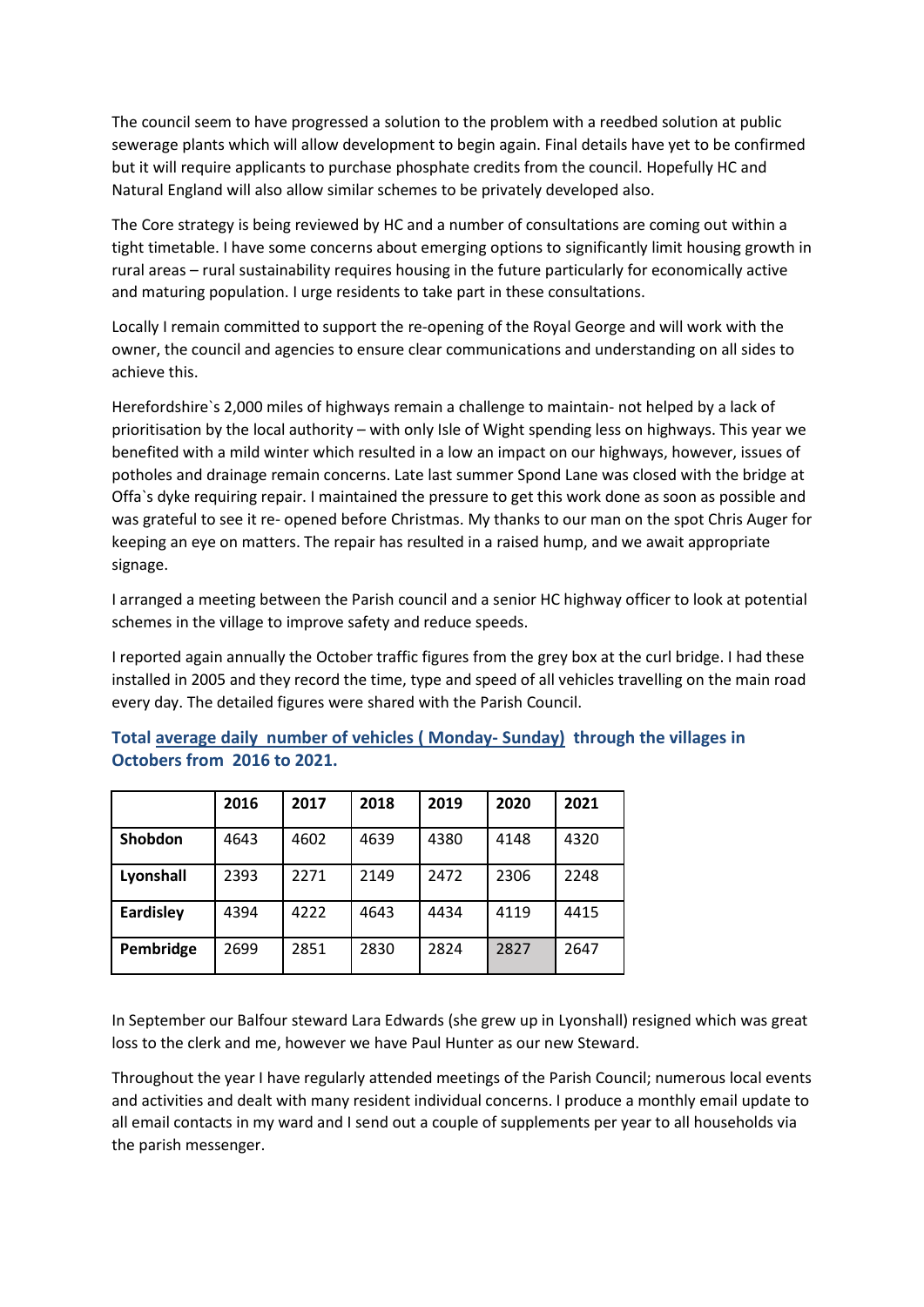The council seem to have progressed a solution to the problem with a reedbed solution at public sewerage plants which will allow development to begin again. Final details have yet to be confirmed but it will require applicants to purchase phosphate credits from the council. Hopefully HC and Natural England will also allow similar schemes to be privately developed also.

The Core strategy is being reviewed by HC and a number of consultations are coming out within a tight timetable. I have some concerns about emerging options to significantly limit housing growth in rural areas – rural sustainability requires housing in the future particularly for economically active and maturing population. I urge residents to take part in these consultations.

Locally I remain committed to support the re-opening of the Royal George and will work with the owner, the council and agencies to ensure clear communications and understanding on all sides to achieve this.

Herefordshire`s 2,000 miles of highways remain a challenge to maintain- not helped by a lack of prioritisation by the local authority – with only Isle of Wight spending less on highways. This year we benefited with a mild winter which resulted in a low an impact on our highways, however, issues of potholes and drainage remain concerns. Late last summer Spond Lane was closed with the bridge at Offa`s dyke requiring repair. I maintained the pressure to get this work done as soon as possible and was grateful to see it re- opened before Christmas. My thanks to our man on the spot Chris Auger for keeping an eye on matters. The repair has resulted in a raised hump, and we await appropriate signage.

I arranged a meeting between the Parish council and a senior HC highway officer to look at potential schemes in the village to improve safety and reduce speeds.

I reported again annually the October traffic figures from the grey box at the curl bridge. I had these installed in 2005 and they record the time, type and speed of all vehicles travelling on the main road every day. The detailed figures were shared with the Parish Council.

### Total average daily number of vehicles ( Monday- Sunday) through the villages in Octobers from 2016 to 2021.

| | 2016 | 2017 | 2018 | 2019 | 2020 | 2021 |
|---|---|---|---|---|---|---|
| **Shobdon** | 4643 | 4602 | 4639 | 4380 | 4148 | 4320 |
| **Lyonshall** | 2393 | 2271 | 2149 | 2472 | 2306 | 2248 |
| **Eardisley** | 4394 | 4222 | 4643 | 4434 | 4119 | 4415 |
| **Pembridge** | 2699 | 2851 | 2830 | 2824 | 2827 | 2647 |

In September our Balfour steward Lara Edwards (she grew up in Lyonshall) resigned which was great loss to the clerk and me, however we have Paul Hunter as our new Steward.

Throughout the year I have regularly attended meetings of the Parish Council; numerous local events and activities and dealt with many resident individual concerns. I produce a monthly email update to all email contacts in my ward and I send out a couple of supplements per year to all households via the parish messenger.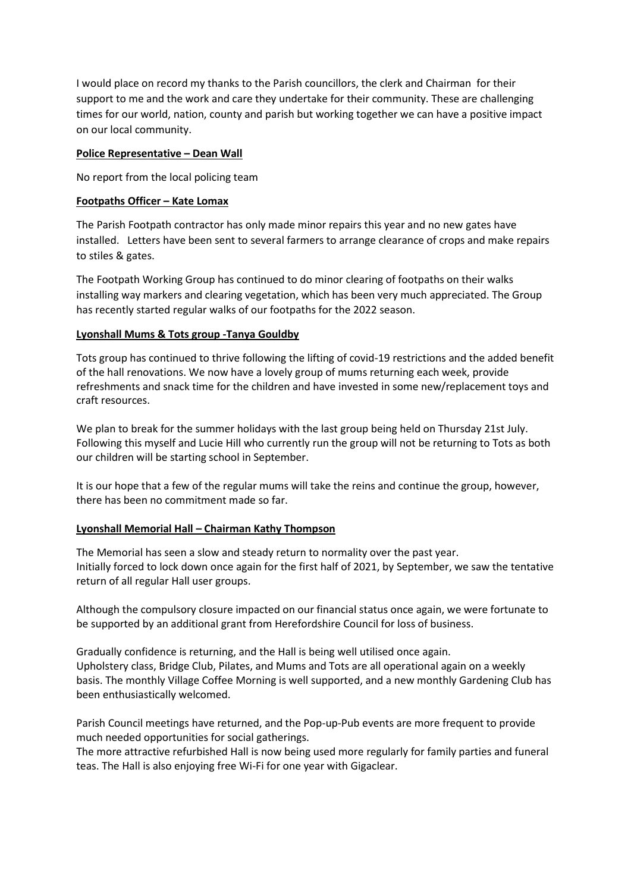I would place on record my thanks to the Parish councillors, the clerk and Chairman for their support to me and the work and care they undertake for their community. These are challenging times for our world, nation, county and parish but working together we can have a positive impact on our local community.

**Police Representative – Dean Wall**

No report from the local policing team

**Footpaths Officer – Kate Lomax**

The Parish Footpath contractor has only made minor repairs this year and no new gates have installed. Letters have been sent to several farmers to arrange clearance of crops and make repairs to stiles & gates.

The Footpath Working Group has continued to do minor clearing of footpaths on their walks installing way markers and clearing vegetation, which has been very much appreciated. The Group has recently started regular walks of our footpaths for the 2022 season.

**Lyonshall Mums & Tots group -Tanya Gouldby**

Tots group has continued to thrive following the lifting of covid-19 restrictions and the added benefit of the hall renovations. We now have a lovely group of mums returning each week, provide refreshments and snack time for the children and have invested in some new/replacement toys and craft resources.

We plan to break for the summer holidays with the last group being held on Thursday 21st July. Following this myself and Lucie Hill who currently run the group will not be returning to Tots as both our children will be starting school in September.

It is our hope that a few of the regular mums will take the reins and continue the group, however, there has been no commitment made so far.

**Lyonshall Memorial Hall – Chairman Kathy Thompson**

The Memorial has seen a slow and steady return to normality over the past year.
Initially forced to lock down once again for the first half of 2021, by September, we saw the tentative return of all regular Hall user groups.

Although the compulsory closure impacted on our financial status once again, we were fortunate to be supported by an additional grant from Herefordshire Council for loss of business.

Gradually confidence is returning, and the Hall is being well utilised once again.
Upholstery class, Bridge Club, Pilates, and Mums and Tots are all operational again on a weekly basis. The monthly Village Coffee Morning is well supported, and a new monthly Gardening Club has been enthusiastically welcomed.

Parish Council meetings have returned, and the Pop-up-Pub events are more frequent to provide much needed opportunities for social gatherings.
The more attractive refurbished Hall is now being used more regularly for family parties and funeral teas. The Hall is also enjoying free Wi-Fi for one year with Gigaclear.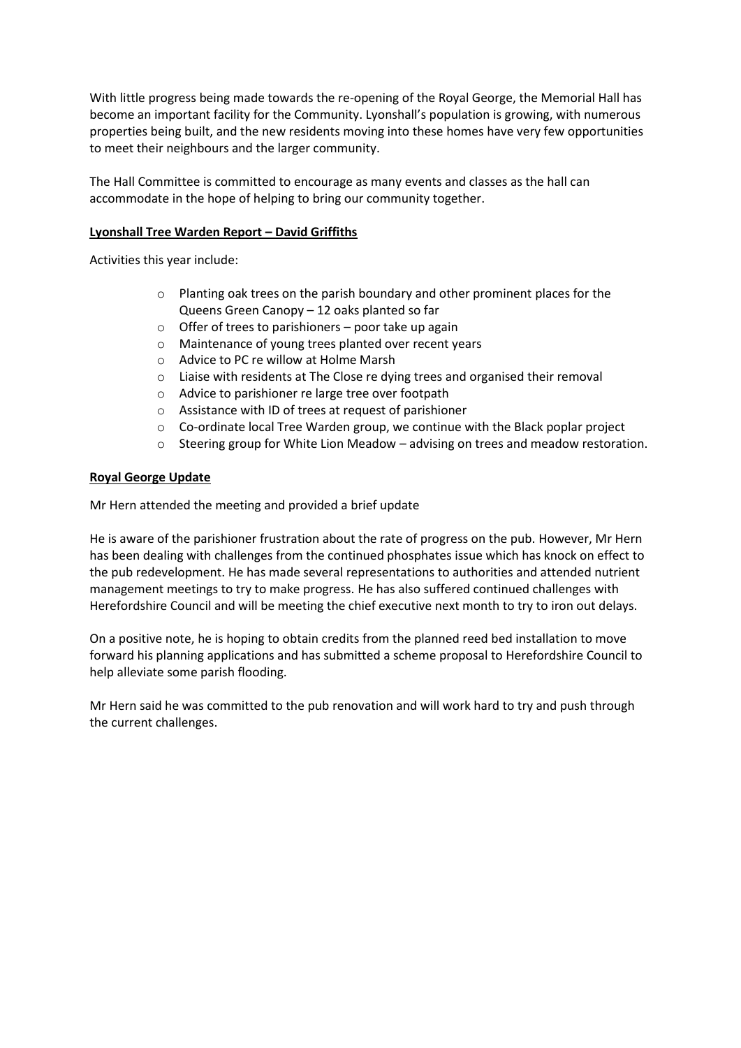With little progress being made towards the re-opening of the Royal George, the Memorial Hall has become an important facility for the Community. Lyonshall's population is growing, with numerous properties being built, and the new residents moving into these homes have very few opportunities to meet their neighbours and the larger community.

The Hall Committee is committed to encourage as many events and classes as the hall can accommodate in the hope of helping to bring our community together.

**Lyonshall Tree Warden Report – David Griffiths**

Activities this year include:

- Planting oak trees on the parish boundary and other prominent places for the Queens Green Canopy – 12 oaks planted so far
- Offer of trees to parishioners – poor take up again
- Maintenance of young trees planted over recent years
- Advice to PC re willow at Holme Marsh
- Liaise with residents at The Close re dying trees and organised their removal
- Advice to parishioner re large tree over footpath
- Assistance with ID of trees at request of parishioner
- Co-ordinate local Tree Warden group, we continue with the Black poplar project
- Steering group for White Lion Meadow – advising on trees and meadow restoration.

**Royal George Update**

Mr Hern attended the meeting and provided a brief update

He is aware of the parishioner frustration about the rate of progress on the pub. However, Mr Hern has been dealing with challenges from the continued phosphates issue which has knock on effect to the pub redevelopment. He has made several representations to authorities and attended nutrient management meetings to try to make progress. He has also suffered continued challenges with Herefordshire Council and will be meeting the chief executive next month to try to iron out delays.

On a positive note, he is hoping to obtain credits from the planned reed bed installation to move forward his planning applications and has submitted a scheme proposal to Herefordshire Council to help alleviate some parish flooding.

Mr Hern said he was committed to the pub renovation and will work hard to try and push through the current challenges.